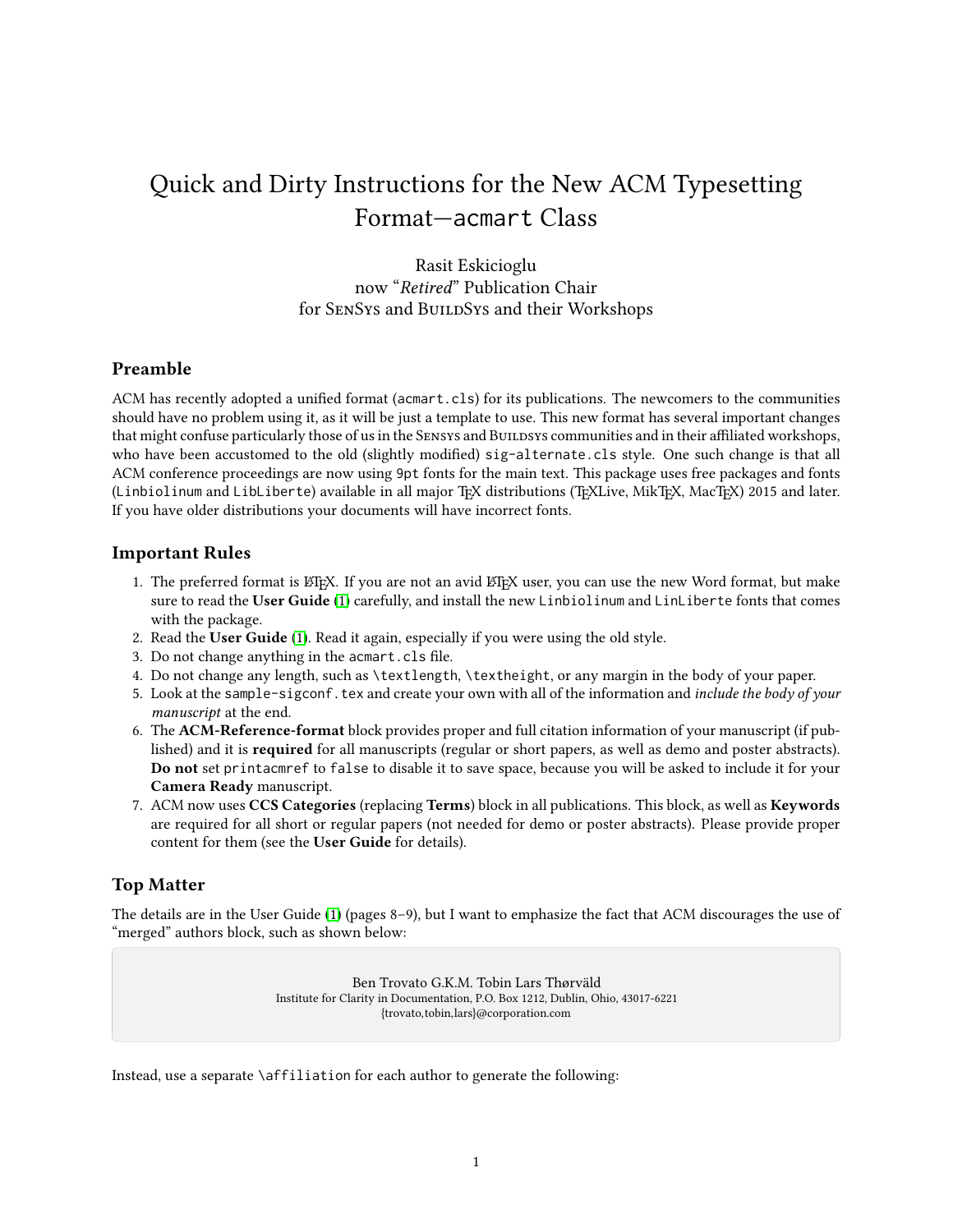# Quick and Dirty Instructions for the New ACM Typesetting Format—`acmart` Class

Rasit Eskicioglu
now "*Retired*" Publication Chair
for SenSys and BuildSys and their Workshops

## Preamble

ACM has recently adopted a unified format (`acmart.cls`) for its publications. The newcomers to the communities should have no problem using it, as it will be just a template to use. This new format has several important changes that might confuse particularly those of us in the Sensys and Buildsys communities and in their affiliated workshops, who have been accustomed to the old (slightly modified) `sig-alternate.cls` style. One such change is that all ACM conference proceedings are now using `9pt` fonts for the main text. This package uses free packages and fonts (`Linbiolinum` and `LibLiberte`) available in all major TEX distributions (TEXLive, MikTEX, MacTEX) 2015 and later. If you have older distributions your documents will have incorrect fonts.

## Important Rules

1. The preferred format is LATEX. If you are not an avid LATEX user, you can use the new Word format, but make sure to read the **User Guide** (1) carefully, and install the new `Linbiolinum` and `LinLiberte` fonts that comes with the package.
2. Read the **User Guide** (1). Read it again, especially if you were using the old style.
3. Do not change anything in the `acmart.cls` file.
4. Do not change any length, such as `\textlength`, `\textheight`, or any margin in the body of your paper.
5. Look at the `sample-sigconf.tex` and create your own with all of the information and *include the body of your manuscript* at the end.
6. The **ACM-Reference-format** block provides proper and full citation information of your manuscript (if published) and it is **required** for all manuscripts (regular or short papers, as well as demo and poster abstracts). **Do not** set `printacmref` to `false` to disable it to save space, because you will be asked to include it for your **Camera Ready** manuscript.
7. ACM now uses **CCS Categories** (replacing **Terms**) block in all publications. This block, as well as **Keywords** are required for all short or regular papers (not needed for demo or poster abstracts). Please provide proper content for them (see the **User Guide** for details).

## Top Matter

The details are in the User Guide (1) (pages 8–9), but I want to emphasize the fact that ACM discourages the use of "merged" authors block, such as shown below:

> Ben Trovato G.K.M. Tobin Lars Thørväld
> Institute for Clarity in Documentation, P.O. Box 1212, Dublin, Ohio, 43017-6221
> {trovato,tobin,lars}@corporation.com

Instead, use a separate `\affiliation` for each author to generate the following: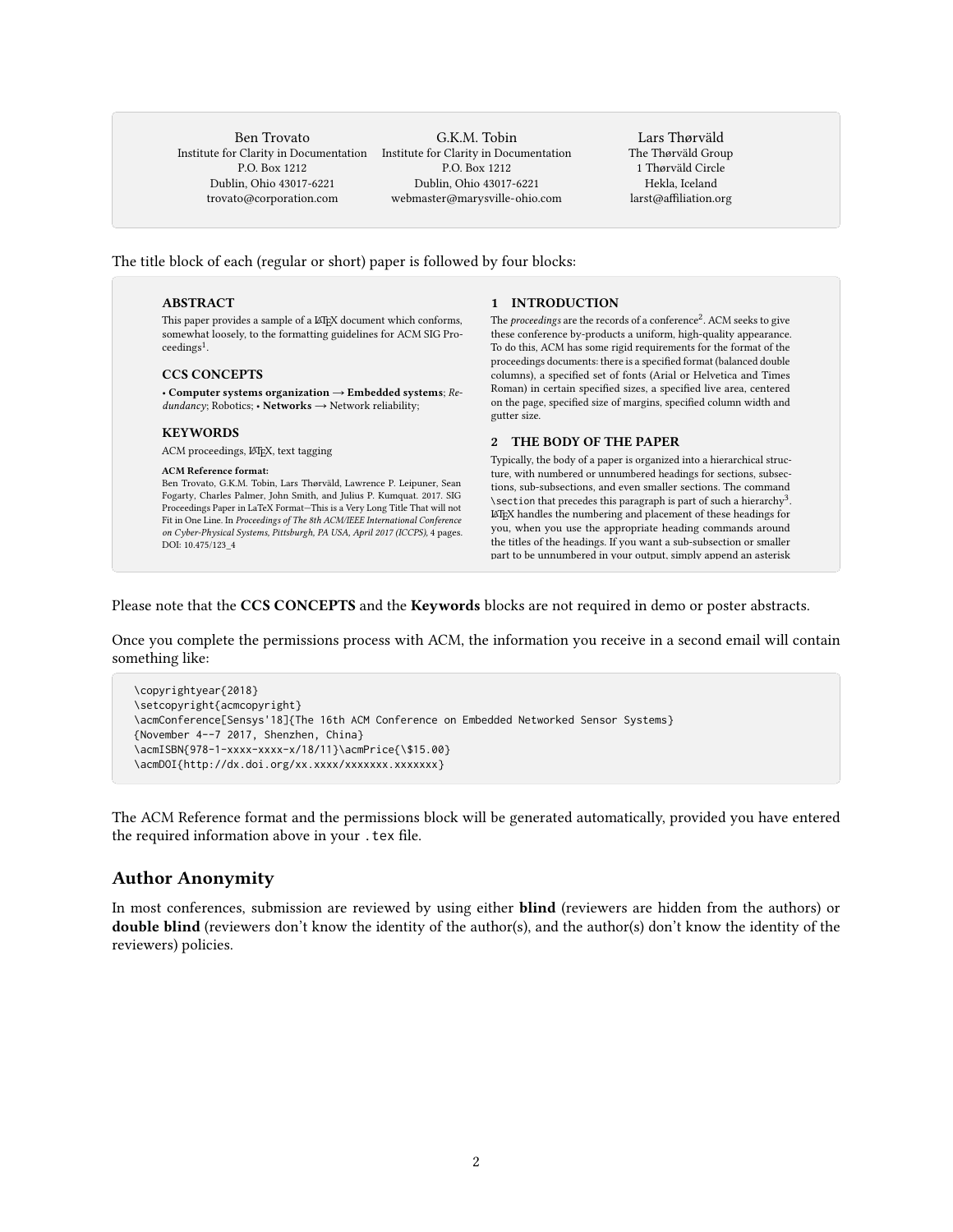Ben Trovato
Institute for Clarity in Documentation
P.O. Box 1212
Dublin, Ohio 43017-6221
trovato@corporation.com

G.K.M. Tobin
Institute for Clarity in Documentation
P.O. Box 1212
Dublin, Ohio 43017-6221
webmaster@marysville-ohio.com

Lars Thørväld
The Thørväld Group
1 Thørväld Circle
Hekla, Iceland
larst@affiliation.org

The title block of each (regular or short) paper is followed by four blocks:

> **ABSTRACT**
>
> This paper provides a sample of a LaTeX document which conforms, somewhat loosely, to the formatting guidelines for ACM SIG Proceedings[1].
>
> **CCS CONCEPTS**
>
> • **Computer systems organization → Embedded systems**; *Redundancy*; Robotics; • **Networks** → Network reliability;
>
> **KEYWORDS**
>
> ACM proceedings, LaTeX, text tagging
>
> **ACM Reference format:**
> Ben Trovato, G.K.M. Tobin, Lars Thørväld, Lawrence P. Leipuner, Sean Fogarty, Charles Palmer, John Smith, and Julius P. Kumquat. 2017. SIG Proceedings Paper in LaTeX Format—This is a Very Long Title That will not Fit in One Line. In *Proceedings of The 8th ACM/IEEE International Conference on Cyber-Physical Systems, Pittsburgh, PA USA, April 2017 (ICCPS),* 4 pages.
> DOI: 10.475/123_4
>
> **1 INTRODUCTION**
>
> The *proceedings* are the records of a conference[2]. ACM seeks to give these conference by-products a uniform, high-quality appearance. To do this, ACM has some rigid requirements for the format of the proceedings documents: there is a specified format (balanced double columns), a specified set of fonts (Arial or Helvetica and Times Roman) in certain specified sizes, a specified live area, centered on the page, specified size of margins, specified column width and gutter size.
>
> **2 THE BODY OF THE PAPER**
>
> Typically, the body of a paper is organized into a hierarchical structure, with numbered or unnumbered headings for sections, subsections, sub-subsections, and even smaller sections. The command `\section` that precedes this paragraph is part of such a hierarchy[3]. LaTeX handles the numbering and placement of these headings for you, when you use the appropriate heading commands around the titles of the headings. If you want a sub-subsection or smaller part to be unnumbered in your output, simply append an asterisk

Please note that the **CCS CONCEPTS** and the **Keywords** blocks are not required in demo or poster abstracts.

Once you complete the permissions process with ACM, the information you receive in a second email will contain something like:

```
\copyrightyear{2018}
\setcopyright{acmcopyright}
\acmConference[Sensys'18]{The 16th ACM Conference on Embedded Networked Sensor Systems}
{November 4--7 2017, Shenzhen, China}
\acmISBN{978-1-xxxx-xxxx-x/18/11}\acmPrice{\$15.00}
\acmDOI{http://dx.doi.org/xx.xxxx/xxxxxxx.xxxxxxx}
```

The ACM Reference format and the permissions block will be generated automatically, provided you have entered the required information above in your `.tex` file.

## Author Anonymity

In most conferences, submission are reviewed by using either **blind** (reviewers are hidden from the authors) or **double blind** (reviewers don't know the identity of the author(s), and the author(s) don't know the identity of the reviewers) policies.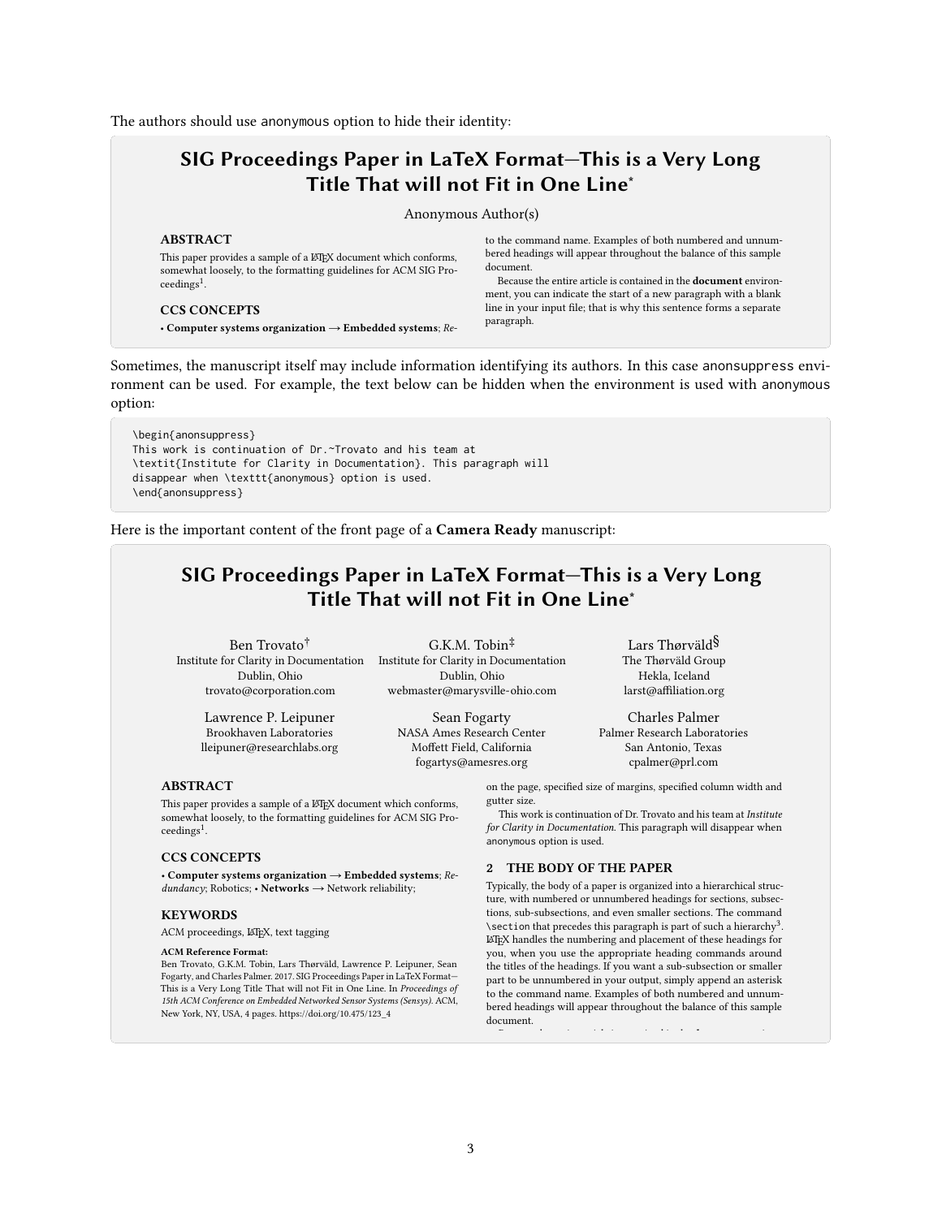The authors should use anonymous option to hide their identity:

> **SIG Proceedings Paper in LaTeX Format—This is a Very Long Title That will not Fit in One Line***
>
> Anonymous Author(s)
>
> **ABSTRACT**
>
> This paper provides a sample of a LaTeX document which conforms, somewhat loosely, to the formatting guidelines for ACM SIG Proceedings[1].
>
> **CCS CONCEPTS**
>
> • **Computer systems organization → Embedded systems**; *Re-*
>
> to the command name. Examples of both numbered and unnumbered headings will appear throughout the balance of this sample document.
>
> Because the entire article is contained in the **document** environment, you can indicate the start of a new paragraph with a blank line in your input file; that is why this sentence forms a separate paragraph.

Sometimes, the manuscript itself may include information identifying its authors. In this case anonsuppress environment can be used. For example, the text below can be hidden when the environment is used with anonymous option:

```
\begin{anonsuppress}
This work is continuation of Dr.~Trovato and his team at
\textit{Institute for Clarity in Documentation}. This paragraph will
disappear when \texttt{anonymous} option is used.
\end{anonsuppress}
```

Here is the important content of the front page of a **Camera Ready** manuscript:

> **SIG Proceedings Paper in LaTeX Format—This is a Very Long Title That will not Fit in One Line***
>
> Ben Trovato[†]
> Institute for Clarity in Documentation
> Dublin, Ohio
> trovato@corporation.com
>
> G.K.M. Tobin[‡]
> Institute for Clarity in Documentation
> Dublin, Ohio
> webmaster@marysville-ohio.com
>
> Lars Thørväld[§]
> The Thørväld Group
> Hekla, Iceland
> larst@affiliation.org
>
> Lawrence P. Leipuner
> Brookhaven Laboratories
> lleipuner@researchlabs.org
>
> Sean Fogarty
> NASA Ames Research Center
> Moffett Field, California
> fogartys@amesres.org
>
> Charles Palmer
> Palmer Research Laboratories
> San Antonio, Texas
> cpalmer@prl.com
>
> **ABSTRACT**
>
> This paper provides a sample of a LaTeX document which conforms, somewhat loosely, to the formatting guidelines for ACM SIG Proceedings[1].
>
> **CCS CONCEPTS**
>
> • **Computer systems organization → Embedded systems**; *Redundancy*; Robotics; • **Networks** → Network reliability;
>
> **KEYWORDS**
>
> ACM proceedings, LaTeX, text tagging
>
> **ACM Reference Format:**
> Ben Trovato, G.K.M. Tobin, Lars Thørväld, Lawrence P. Leipuner, Sean Fogarty, and Charles Palmer. 2017. SIG Proceedings Paper in LaTeX Format—This is a Very Long Title That will not Fit in One Line. In *Proceedings of 15th ACM Conference on Embedded Networked Sensor Systems (Sensys)*. ACM, New York, NY, USA, 4 pages. https://doi.org/10.475/123_4
>
> on the page, specified size of margins, specified column width and gutter size.
>
> This work is continuation of Dr. Trovato and his team at *Institute for Clarity in Documentation*. This paragraph will disappear when anonymous option is used.
>
> **2 THE BODY OF THE PAPER**
>
> Typically, the body of a paper is organized into a hierarchical structure, with numbered or unnumbered headings for sections, subsections, sub-subsections, and even smaller sections. The command \section that precedes this paragraph is part of such a hierarchy[3]. LaTeX handles the numbering and placement of these headings for you, when you use the appropriate heading commands around the titles of the headings. If you want a sub-subsection or smaller part to be unnumbered in your output, simply append an asterisk to the command name. Examples of both numbered and unnumbered headings will appear throughout the balance of this sample document.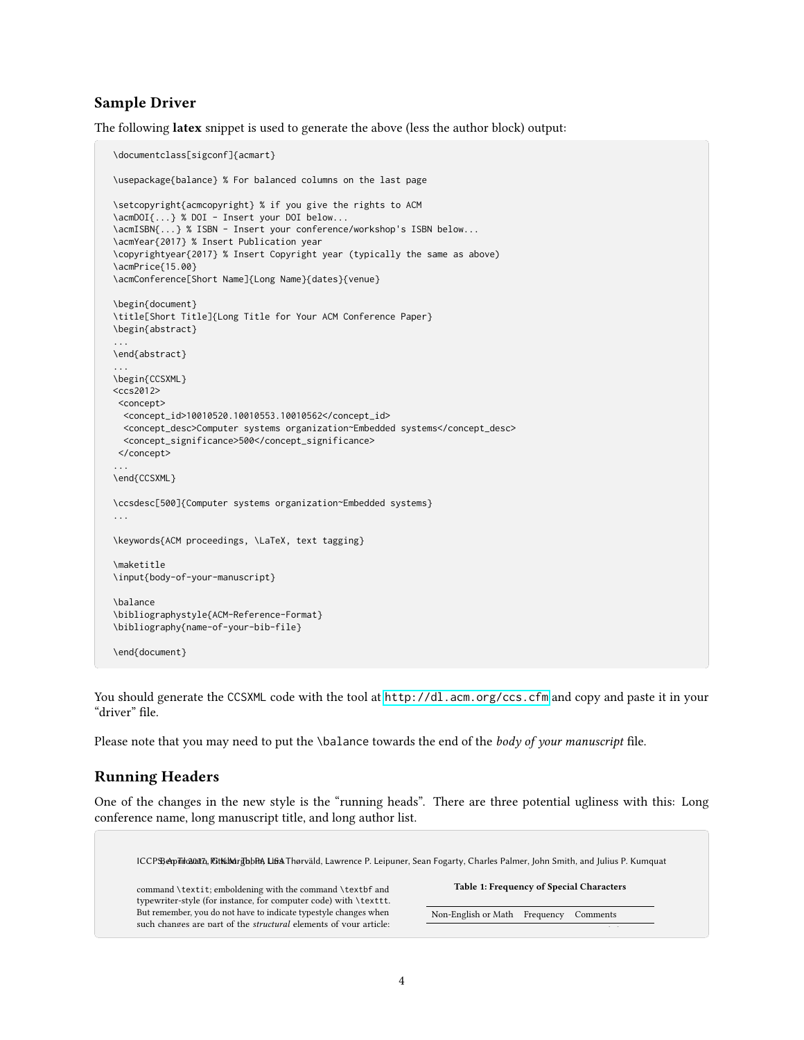## Sample Driver

The following **latex** snippet is used to generate the above (less the author block) output:

```
\documentclass[sigconf]{acmart}

\usepackage{balance} % For balanced columns on the last page

\setcopyright{acmcopyright} % if you give the rights to ACM
\acmDOI{...} % DOI - Insert your DOI below...
\acmISBN{...} % ISBN - Insert your conference/workshop's ISBN below...
\acmYear{2017} % Insert Publication year
\copyrightyear{2017} % Insert Copyright year (typically the same as above)
\acmPrice{15.00}
\acmConference[Short Name]{Long Name}{dates}{venue}

\begin{document}
\title[Short Title]{Long Title for Your ACM Conference Paper}
\begin{abstract}
...
\end{abstract}
...
\begin{CCSXML}
<ccs2012>
 <concept>
  <concept_id>10010520.10010553.10010562</concept_id>
  <concept_desc>Computer systems organization~Embedded systems</concept_desc>
  <concept_significance>500</concept_significance>
 </concept>
...
\end{CCSXML}

\ccsdesc[500]{Computer systems organization~Embedded systems}
...

\keywords{ACM proceedings, \LaTeX, text tagging}

\maketitle
\input{body-of-your-manuscript}

\balance
\bibliographystyle{ACM-Reference-Format}
\bibliography{name-of-your-bib-file}

\end{document}
```

You should generate the CCSXML code with the tool at http://dl.acm.org/ccs.cfm and copy and paste it in your "driver" file.

Please note that you may need to put the \balance towards the end of the *body of your manuscript* file.

## Running Headers

One of the changes in the new style is the "running heads". There are three potential ugliness with this: Long conference name, long manuscript title, and long author list.

> ICCPS, April 2017, Pittsburgh, PA USA — Ben Trovato, G.K.M. Tobin, Lars Thørväld, Lawrence P. Leipuner, Sean Fogarty, Charles Palmer, John Smith, and Julius P. Kumquat
>
> command \textit; emboldening with the command \textbf and typewriter-style (for instance, for computer code) with \texttt. But remember, you do not have to indicate typestyle changes when such changes are part of the *structural* elements of your article:
>
> **Table 1: Frequency of Special Characters**
>
> | Non-English or Math | Frequency | Comments |
> |---|---|---|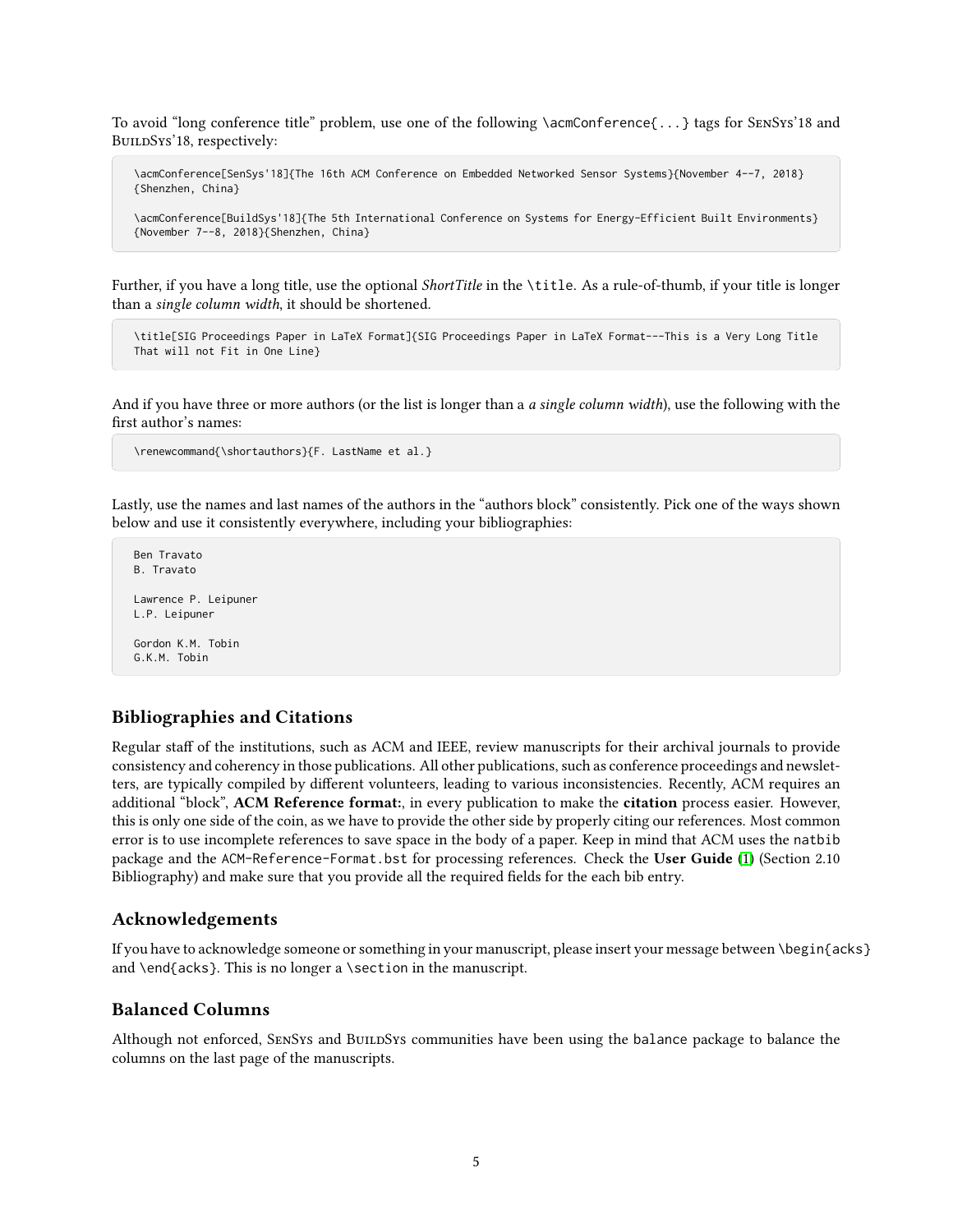To avoid "long conference title" problem, use one of the following `\acmConference{...}` tags for SenSys'18 and BuildSys'18, respectively:

```
\acmConference[SenSys'18]{The 16th ACM Conference on Embedded Networked Sensor Systems}{November 4--7, 2018}
{Shenzhen, China}

\acmConference[BuildSys'18]{The 5th International Conference on Systems for Energy-Efficient Built Environments}
{November 7--8, 2018}{Shenzhen, China}
```

Further, if you have a long title, use the optional *ShortTitle* in the `\title`. As a rule-of-thumb, if your title is longer than a *single column width*, it should be shortened.

```
\title[SIG Proceedings Paper in LaTeX Format]{SIG Proceedings Paper in LaTeX Format---This is a Very Long Title
That will not Fit in One Line}
```

And if you have three or more authors (or the list is longer than a *a single column width*), use the following with the first author's names:

```
\renewcommand{\shortauthors}{F. LastName et al.}
```

Lastly, use the names and last names of the authors in the "authors block" consistently. Pick one of the ways shown below and use it consistently everywhere, including your bibliographies:

```
Ben Travato
B. Travato

Lawrence P. Leipuner
L.P. Leipuner

Gordon K.M. Tobin
G.K.M. Tobin
```

## Bibliographies and Citations

Regular staff of the institutions, such as ACM and IEEE, review manuscripts for their archival journals to provide consistency and coherency in those publications. All other publications, such as conference proceedings and newsletters, are typically compiled by different volunteers, leading to various inconsistencies. Recently, ACM requires an additional "block", **ACM Reference format:**, in every publication to make the **citation** process easier. However, this is only one side of the coin, as we have to provide the other side by properly citing our references. Most common error is to use incomplete references to save space in the body of a paper. Keep in mind that ACM uses the `natbib` package and the `ACM-Reference-Format.bst` for processing references. Check the **User Guide** (1) (Section 2.10 Bibliography) and make sure that you provide all the required fields for the each bib entry.

## Acknowledgements

If you have to acknowledge someone or something in your manuscript, please insert your message between `\begin{acks}` and `\end{acks}`. This is no longer a `\section` in the manuscript.

## Balanced Columns

Although not enforced, SenSys and BuildSys communities have been using the `balance` package to balance the columns on the last page of the manuscripts.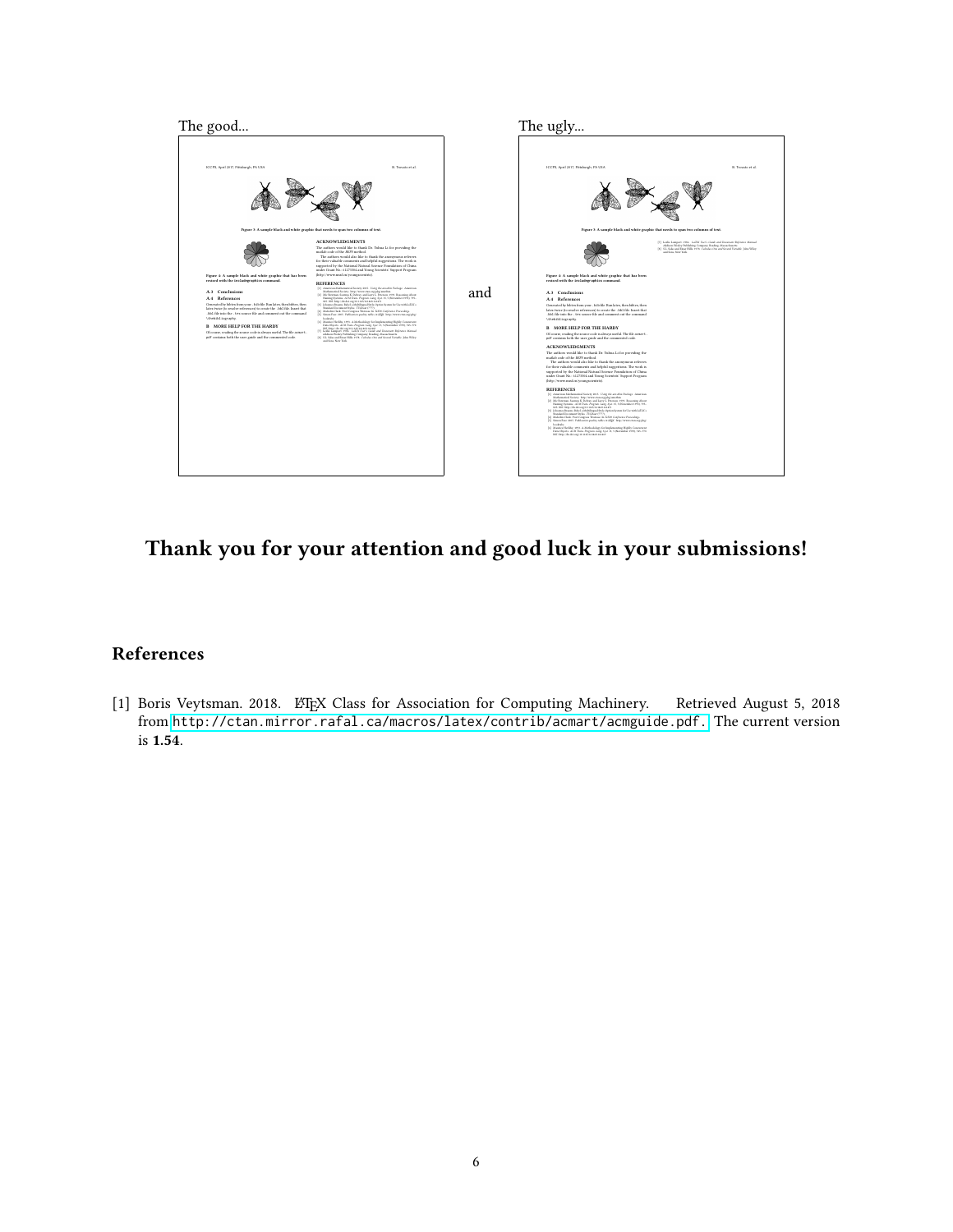The good...

and

The ugly...

**Thank you for your attention and good luck in your submissions!**

## References

[1] Boris Veytsman. 2018. LaTeX Class for Association for Computing Machinery. Retrieved August 5, 2018 from http://ctan.mirror.rafal.ca/macros/latex/contrib/acmart/acmguide.pdf. The current version is **1.54**.